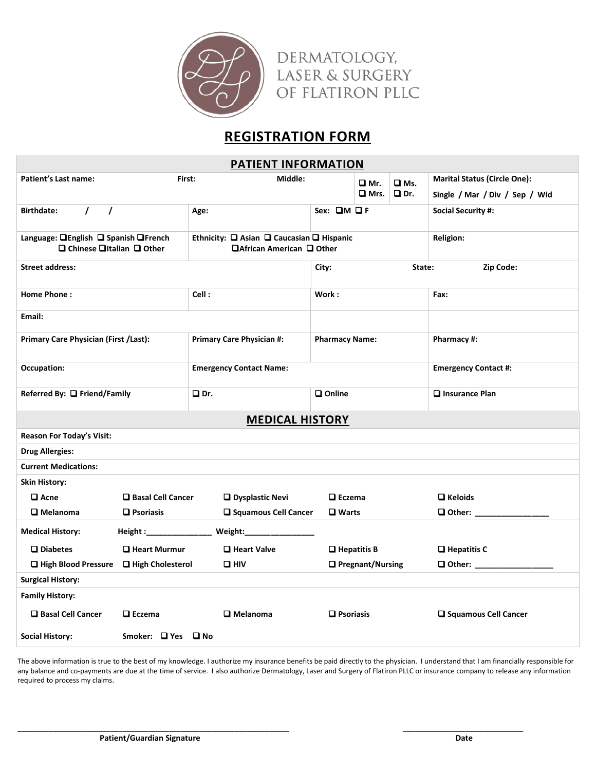DERMATOLOGY, LASER & SURGERY OF FLATIRON PLLC

# REGISTRATION FORM

## PATIENT INFORMATION

| | | | |
|---|---|---|---|
| **Patient's Last name:** | **First:** | **Middle:** ❑ **Mr.** ❑ **Ms.** ❑ **Mrs.** ❑ **Dr.** | **Marital Status (Circle One):** Single / Mar / Div / Sep / Wid |
| **Birthdate:** / / | **Age:** | **Sex:** ❑**M** ❑ **F** | **Social Security #:** |
| **Language:** ❑**English** ❑ **Spanish** ❑**French** ❑ **Chinese** ❑**Italian** ❑ **Other** | **Ethnicity:** ❑ **Asian** ❑ **Caucasian** ❑ **Hispanic** ❑**African American** ❑ **Other** | | **Religion:** |
| **Street address:** | | **City:** | **State:** **Zip Code:** |
| **Home Phone :** | **Cell :** | **Work :** | **Fax:** |
| **Email:** | | | |
| **Primary Care Physician (First /Last):** | **Primary Care Physician #:** | **Pharmacy Name:** | **Pharmacy #:** |
| **Occupation:** | **Emergency Contact Name:** | | **Emergency Contact #:** |
| **Referred By:** ❑ **Friend/Family** | ❑ **Dr.** | ❑ **Online** | ❑ **Insurance Plan** |

## MEDICAL HISTORY

**Reason For Today's Visit:**

**Drug Allergies:**

**Current Medications:**

**Skin History:**

| | | | | |
|---|---|---|---|---|
| ❑ **Acne** | ❑ **Basal Cell Cancer** | ❑ **Dysplastic Nevi** | ❑ **Eczema** | ❑ **Keloids** |
| ❑ **Melanoma** | ❑ **Psoriasis** | ❑ **Squamous Cell Cancer** | ❑ **Warts** | ❑ **Other:** ________________ |

**Medical History:** **Height :**______________ **Weight:**________________

| | | | | |
|---|---|---|---|---|
| ❑ **Diabetes** | ❑ **Heart Murmur** | ❑ **Heart Valve** | ❑ **Hepatitis B** | ❑ **Hepatitis C** |
| ❑ **High Blood Pressure** | ❑ **High Cholesterol** | ❑ **HIV** | ❑ **Pregnant/Nursing** | ❑ **Other:** _________________ |

**Surgical History:**

**Family History:**

| | | | | |
|---|---|---|---|---|
| ❑ **Basal Cell Cancer** | ❑ **Eczema** | ❑ **Melanoma** | ❑ **Psoriasis** | ❑ **Squamous Cell Cancer** |

**Social History:** **Smoker:** ❑ **Yes** ❑ **No**

The above information is true to the best of my knowledge. I authorize my insurance benefits be paid directly to the physician. I understand that I am financially responsible for any balance and co-payments are due at the time of service. I also authorize Dermatology, Laser and Surgery of Flatiron PLLC or insurance company to release any information required to process my claims.

_______________________________________________ **Patient/Guardian Signature**

___________________________ **Date**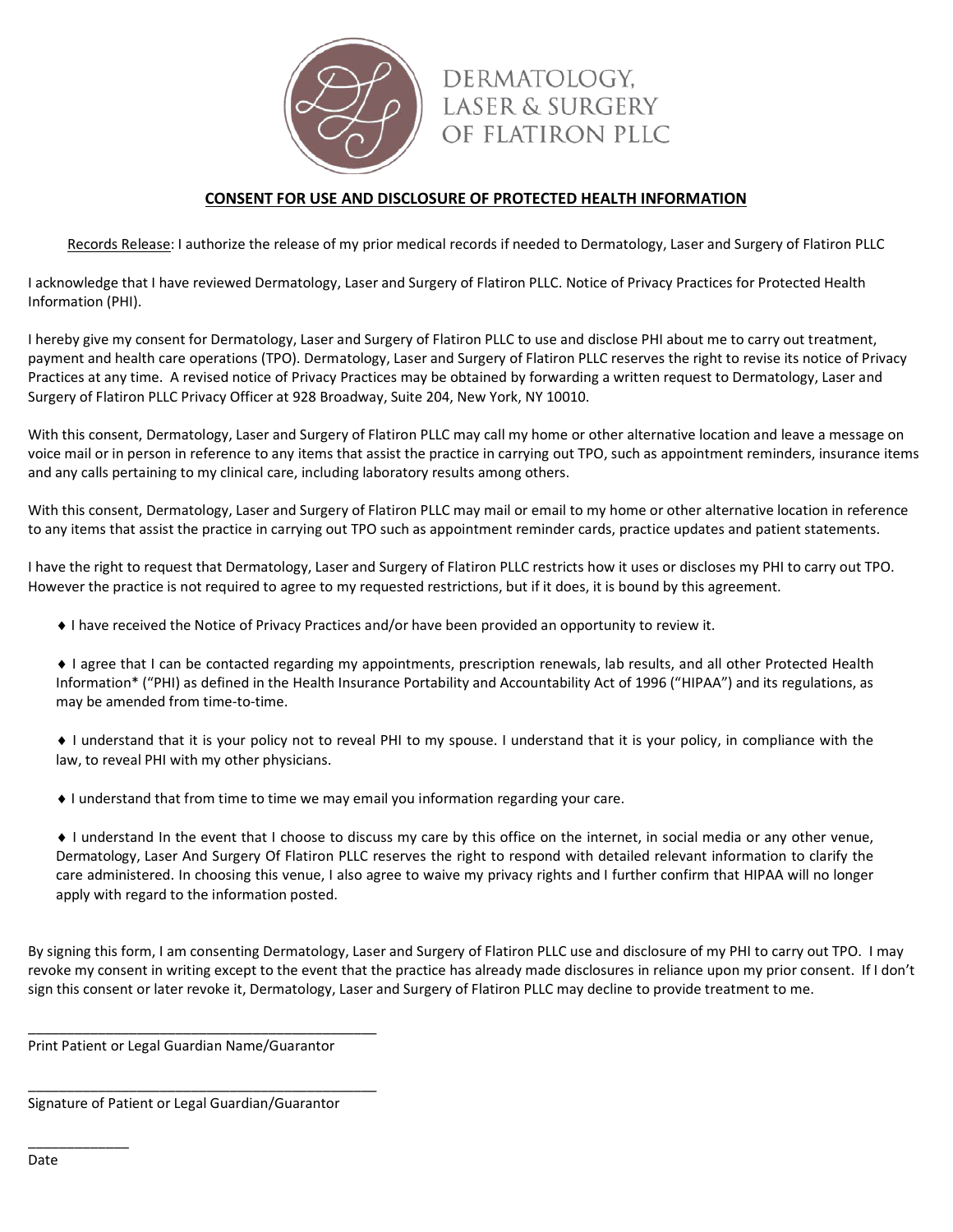DERMATOLOGY, LASER & SURGERY OF FLATIRON PLLC

## CONSENT FOR USE AND DISCLOSURE OF PROTECTED HEALTH INFORMATION

Records Release: I authorize the release of my prior medical records if needed to Dermatology, Laser and Surgery of Flatiron PLLC

I acknowledge that I have reviewed Dermatology, Laser and Surgery of Flatiron PLLC. Notice of Privacy Practices for Protected Health Information (PHI).

I hereby give my consent for Dermatology, Laser and Surgery of Flatiron PLLC to use and disclose PHI about me to carry out treatment, payment and health care operations (TPO). Dermatology, Laser and Surgery of Flatiron PLLC reserves the right to revise its notice of Privacy Practices at any time. A revised notice of Privacy Practices may be obtained by forwarding a written request to Dermatology, Laser and Surgery of Flatiron PLLC Privacy Officer at 928 Broadway, Suite 204, New York, NY 10010.

With this consent, Dermatology, Laser and Surgery of Flatiron PLLC may call my home or other alternative location and leave a message on voice mail or in person in reference to any items that assist the practice in carrying out TPO, such as appointment reminders, insurance items and any calls pertaining to my clinical care, including laboratory results among others.

With this consent, Dermatology, Laser and Surgery of Flatiron PLLC may mail or email to my home or other alternative location in reference to any items that assist the practice in carrying out TPO such as appointment reminder cards, practice updates and patient statements.

I have the right to request that Dermatology, Laser and Surgery of Flatiron PLLC restricts how it uses or discloses my PHI to carry out TPO. However the practice is not required to agree to my requested restrictions, but if it does, it is bound by this agreement.

- I have received the Notice of Privacy Practices and/or have been provided an opportunity to review it.

- I agree that I can be contacted regarding my appointments, prescription renewals, lab results, and all other Protected Health Information* ("PHI") as defined in the Health Insurance Portability and Accountability Act of 1996 ("HIPAA") and its regulations, as may be amended from time-to-time.

- I understand that it is your policy not to reveal PHI to my spouse. I understand that it is your policy, in compliance with the law, to reveal PHI with my other physicians.

- I understand that from time to time we may email you information regarding your care.

- I understand In the event that I choose to discuss my care by this office on the internet, in social media or any other venue, Dermatology, Laser And Surgery Of Flatiron PLLC reserves the right to respond with detailed relevant information to clarify the care administered. In choosing this venue, I also agree to waive my privacy rights and I further confirm that HIPAA will no longer apply with regard to the information posted.

By signing this form, I am consenting Dermatology, Laser and Surgery of Flatiron PLLC use and disclosure of my PHI to carry out TPO. I may revoke my consent in writing except to the event that the practice has already made disclosures in reliance upon my prior consent. If I don't sign this consent or later revoke it, Dermatology, Laser and Surgery of Flatiron PLLC may decline to provide treatment to me.

______________________________________________
Print Patient or Legal Guardian Name/Guarantor

______________________________________________
Signature of Patient or Legal Guardian/Guarantor

_____________
Date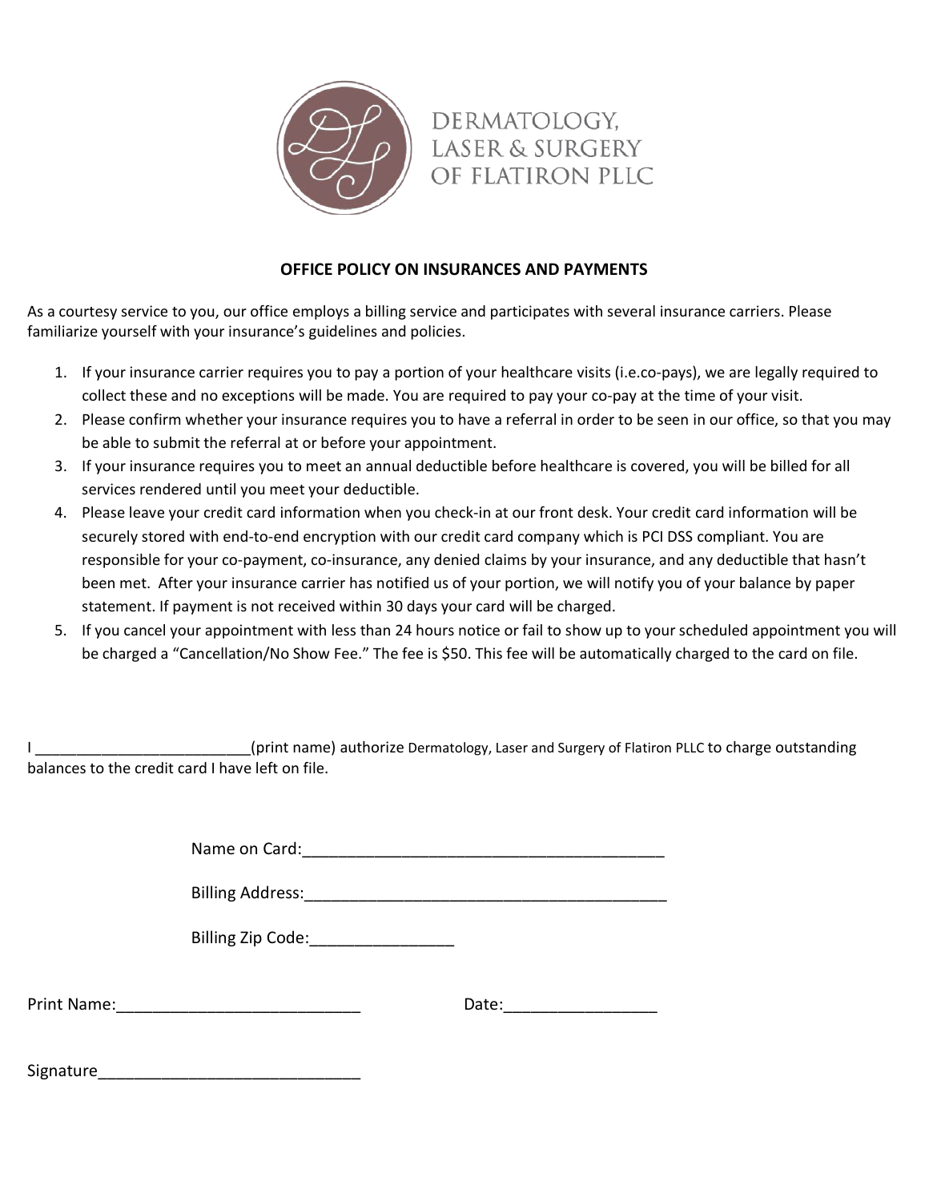DERMATOLOGY, LASER & SURGERY OF FLATIRON PLLC

**OFFICE POLICY ON INSURANCES AND PAYMENTS**

As a courtesy service to you, our office employs a billing service and participates with several insurance carriers. Please familiarize yourself with your insurance's guidelines and policies.

1. If your insurance carrier requires you to pay a portion of your healthcare visits (i.e.co-pays), we are legally required to collect these and no exceptions will be made. You are required to pay your co-pay at the time of your visit.
2. Please confirm whether your insurance requires you to have a referral in order to be seen in our office, so that you may be able to submit the referral at or before your appointment.
3. If your insurance requires you to meet an annual deductible before healthcare is covered, you will be billed for all services rendered until you meet your deductible.
4. Please leave your credit card information when you check-in at our front desk. Your credit card information will be securely stored with end-to-end encryption with our credit card company which is PCI DSS compliant. You are responsible for your co-payment, co-insurance, any denied claims by your insurance, and any deductible that hasn't been met. After your insurance carrier has notified us of your portion, we will notify you of your balance by paper statement. If payment is not received within 30 days your card will be charged.
5. If you cancel your appointment with less than 24 hours notice or fail to show up to your scheduled appointment you will be charged a "Cancellation/No Show Fee." The fee is $50. This fee will be automatically charged to the card on file.

I _________________________(print name) authorize Dermatology, Laser and Surgery of Flatiron PLLC to charge outstanding balances to the credit card I have left on file.

Name on Card:_________________________________________

Billing Address:_________________________________________

Billing Zip Code:________________

Print Name:___________________________ Date:_________________

Signature_____________________________